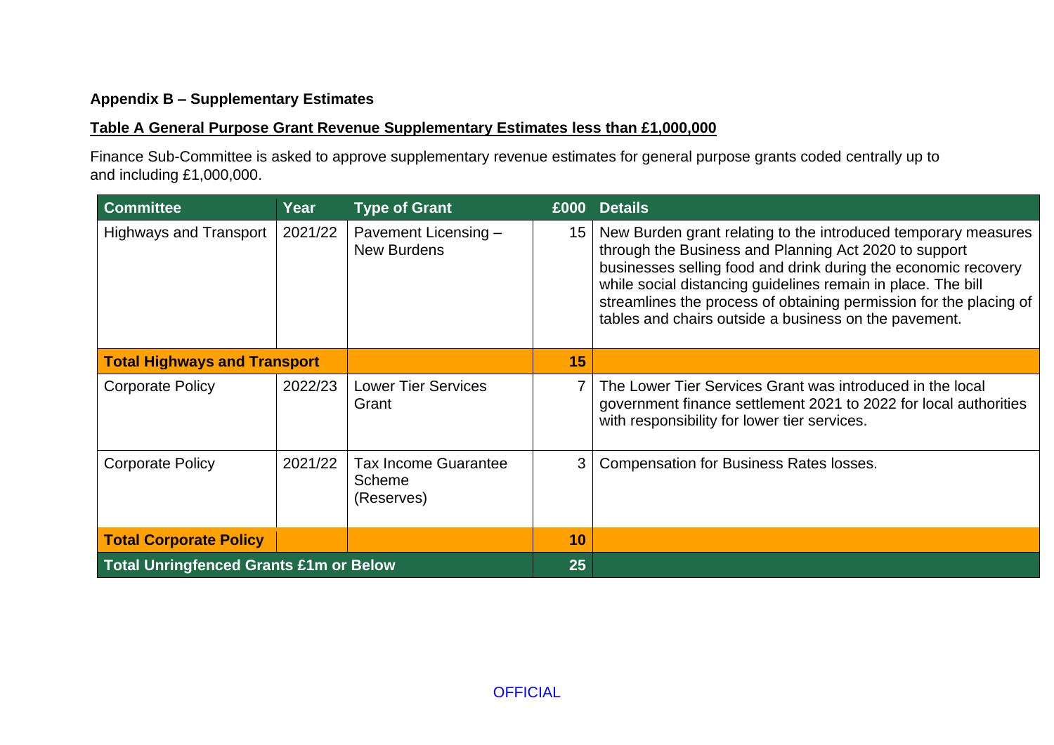**Appendix B – Supplementary Estimates**

**Table A General Purpose Grant Revenue Supplementary Estimates less than £1,000,000**

Finance Sub-Committee is asked to approve supplementary revenue estimates for general purpose grants coded centrally up to and including £1,000,000.

| Committee | Year | Type of Grant | £000 | Details |
|---|---|---|---|---|
| Highways and Transport | 2021/22 | Pavement Licensing – New Burdens | 15 | New Burden grant relating to the introduced temporary measures through the Business and Planning Act 2020 to support businesses selling food and drink during the economic recovery while social distancing guidelines remain in place. The bill streamlines the process of obtaining permission for the placing of tables and chairs outside a business on the pavement. |
| **Total Highways and Transport** | | | **15** | |
| Corporate Policy | 2022/23 | Lower Tier Services Grant | 7 | The Lower Tier Services Grant was introduced in the local government finance settlement 2021 to 2022 for local authorities with responsibility for lower tier services. |
| Corporate Policy | 2021/22 | Tax Income Guarantee Scheme (Reserves) | 3 | Compensation for Business Rates losses. |
| **Total Corporate Policy** | | | **10** | |
| **Total Unringfenced Grants £1m or Below** | | | **25** | |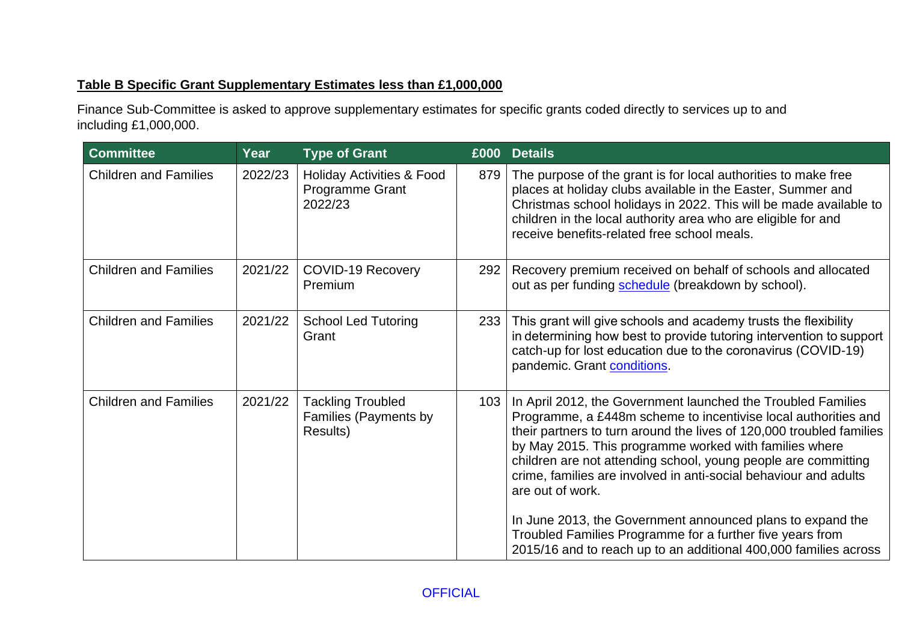**Table B Specific Grant Supplementary Estimates less than £1,000,000**

Finance Sub-Committee is asked to approve supplementary estimates for specific grants coded directly to services up to and including £1,000,000.

| Committee | Year | Type of Grant | £000 | Details |
|---|---|---|---|---|
| Children and Families | 2022/23 | Holiday Activities & Food Programme Grant 2022/23 | 879 | The purpose of the grant is for local authorities to make free places at holiday clubs available in the Easter, Summer and Christmas school holidays in 2022. This will be made available to children in the local authority area who are eligible for and receive benefits-related free school meals. |
| Children and Families | 2021/22 | COVID-19 Recovery Premium | 292 | Recovery premium received on behalf of schools and allocated out as per funding schedule (breakdown by school). |
| Children and Families | 2021/22 | School Led Tutoring Grant | 233 | This grant will give schools and academy trusts the flexibility in determining how best to provide tutoring intervention to support catch-up for lost education due to the coronavirus (COVID-19) pandemic. Grant conditions. |
| Children and Families | 2021/22 | Tackling Troubled Families (Payments by Results) | 103 | In April 2012, the Government launched the Troubled Families Programme, a £448m scheme to incentivise local authorities and their partners to turn around the lives of 120,000 troubled families by May 2015. This programme worked with families where children are not attending school, young people are committing crime, families are involved in anti-social behaviour and adults are out of work.<br><br>In June 2013, the Government announced plans to expand the Troubled Families Programme for a further five years from 2015/16 and to reach up to an additional 400,000 families across |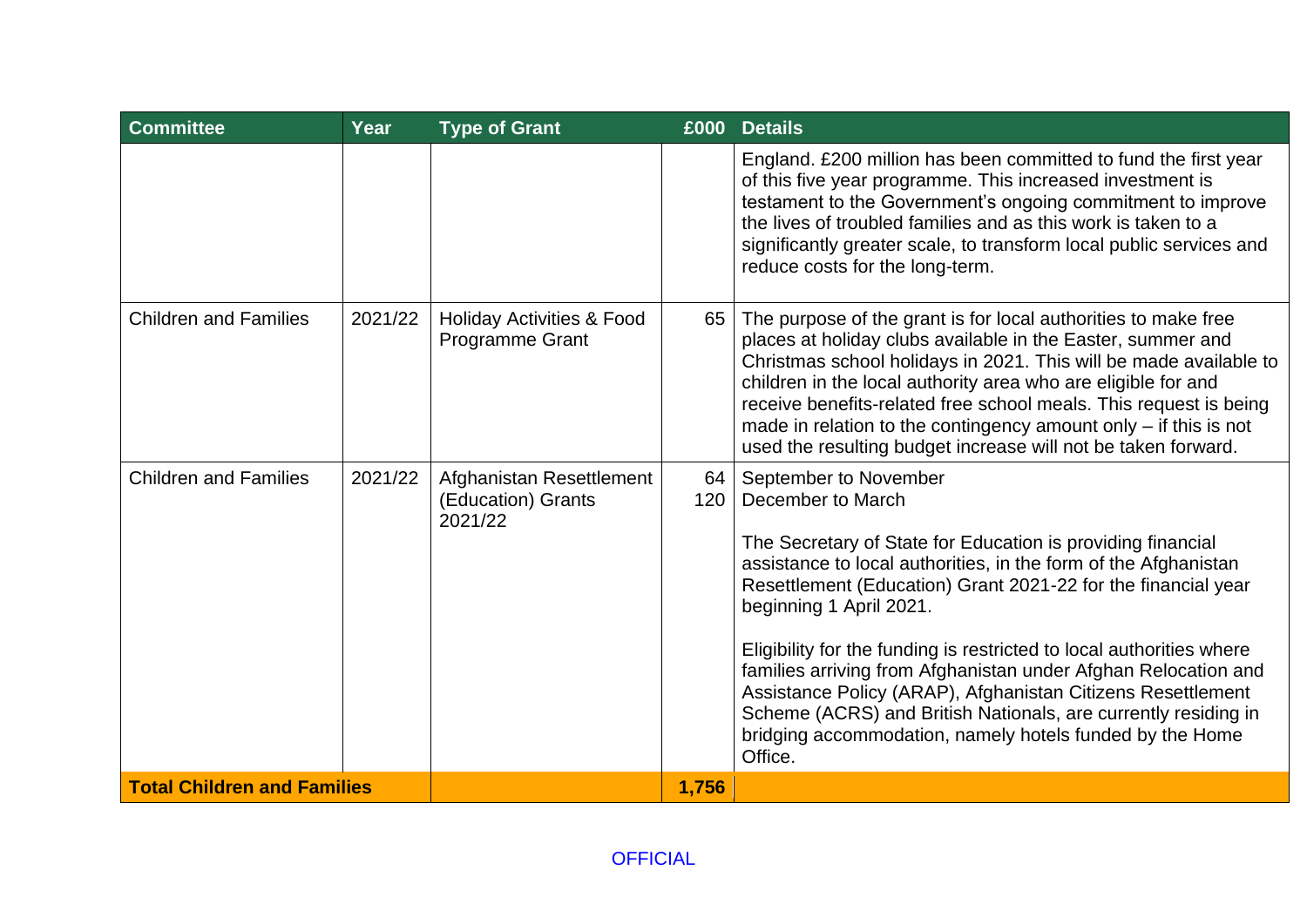| Committee | Year | Type of Grant | £000 | Details |
|---|---|---|---|---|
| | | | | England. £200 million has been committed to fund the first year of this five year programme. This increased investment is testament to the Government's ongoing commitment to improve the lives of troubled families and as this work is taken to a significantly greater scale, to transform local public services and reduce costs for the long-term. |
| Children and Families | 2021/22 | Holiday Activities & Food Programme Grant | 65 | The purpose of the grant is for local authorities to make free places at holiday clubs available in the Easter, summer and Christmas school holidays in 2021. This will be made available to children in the local authority area who are eligible for and receive benefits-related free school meals. This request is being made in relation to the contingency amount only – if this is not used the resulting budget increase will not be taken forward. |
| Children and Families | 2021/22 | Afghanistan Resettlement (Education) Grants 2021/22 | 64<br>120 | September to November<br>December to March<br><br>The Secretary of State for Education is providing financial assistance to local authorities, in the form of the Afghanistan Resettlement (Education) Grant 2021-22 for the financial year beginning 1 April 2021.<br><br>Eligibility for the funding is restricted to local authorities where families arriving from Afghanistan under Afghan Relocation and Assistance Policy (ARAP), Afghanistan Citizens Resettlement Scheme (ACRS) and British Nationals, are currently residing in bridging accommodation, namely hotels funded by the Home Office. |
| **Total Children and Families** | | | **1,756** | |

OFFICIAL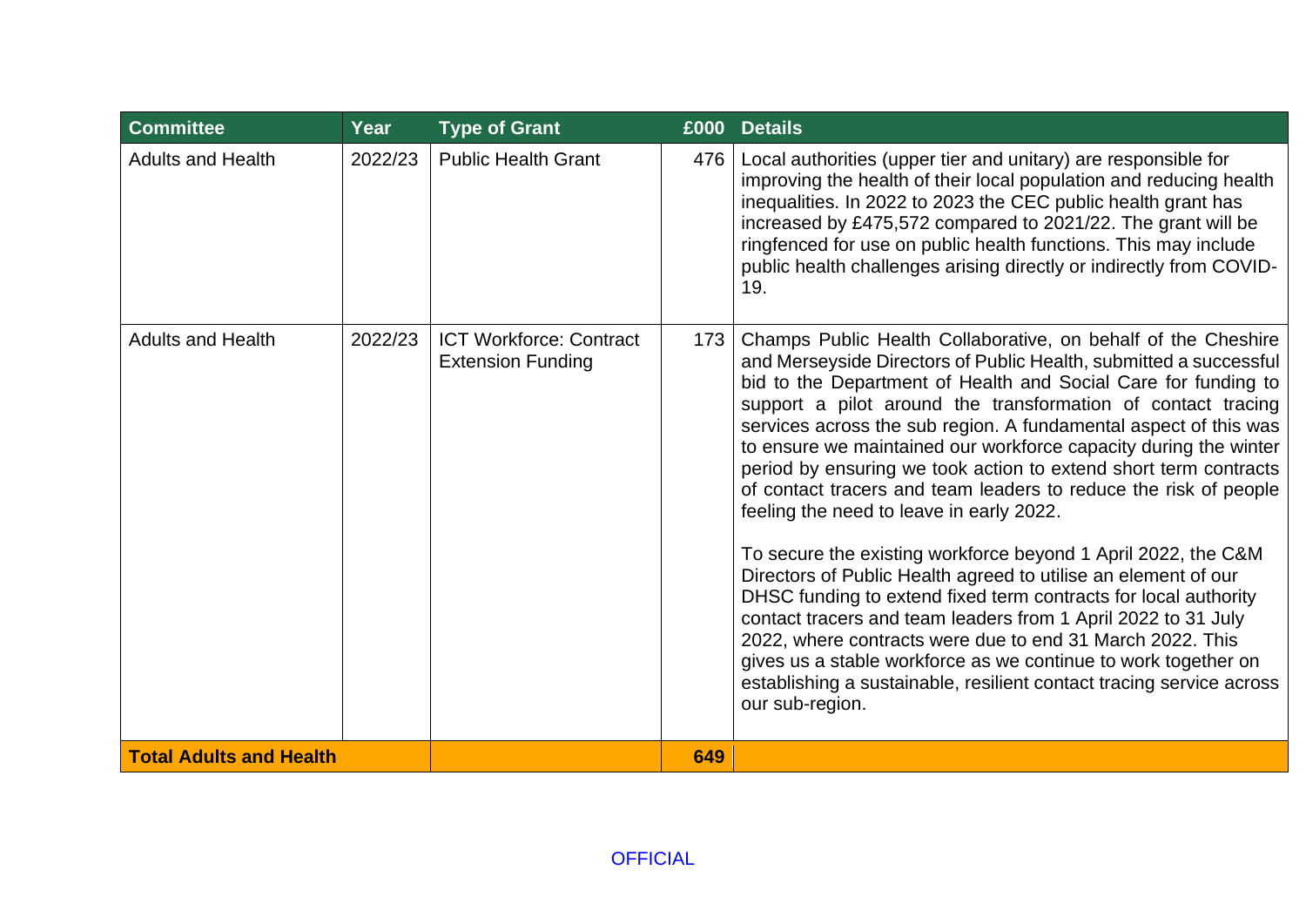| Committee | Year | Type of Grant | £000 | Details |
|---|---|---|---|---|
| Adults and Health | 2022/23 | Public Health Grant | 476 | Local authorities (upper tier and unitary) are responsible for improving the health of their local population and reducing health inequalities. In 2022 to 2023 the CEC public health grant has increased by £475,572 compared to 2021/22. The grant will be ringfenced for use on public health functions. This may include public health challenges arising directly or indirectly from COVID-19. |
| Adults and Health | 2022/23 | ICT Workforce: Contract Extension Funding | 173 | Champs Public Health Collaborative, on behalf of the Cheshire and Merseyside Directors of Public Health, submitted a successful bid to the Department of Health and Social Care for funding to support a pilot around the transformation of contact tracing services across the sub region. A fundamental aspect of this was to ensure we maintained our workforce capacity during the winter period by ensuring we took action to extend short term contracts of contact tracers and team leaders to reduce the risk of people feeling the need to leave in early 2022.<br><br>To secure the existing workforce beyond 1 April 2022, the C&M Directors of Public Health agreed to utilise an element of our DHSC funding to extend fixed term contracts for local authority contact tracers and team leaders from 1 April 2022 to 31 July 2022, where contracts were due to end 31 March 2022. This gives us a stable workforce as we continue to work together on establishing a sustainable, resilient contact tracing service across our sub-region. |
| **Total Adults and Health** | | | **649** | |

OFFICIAL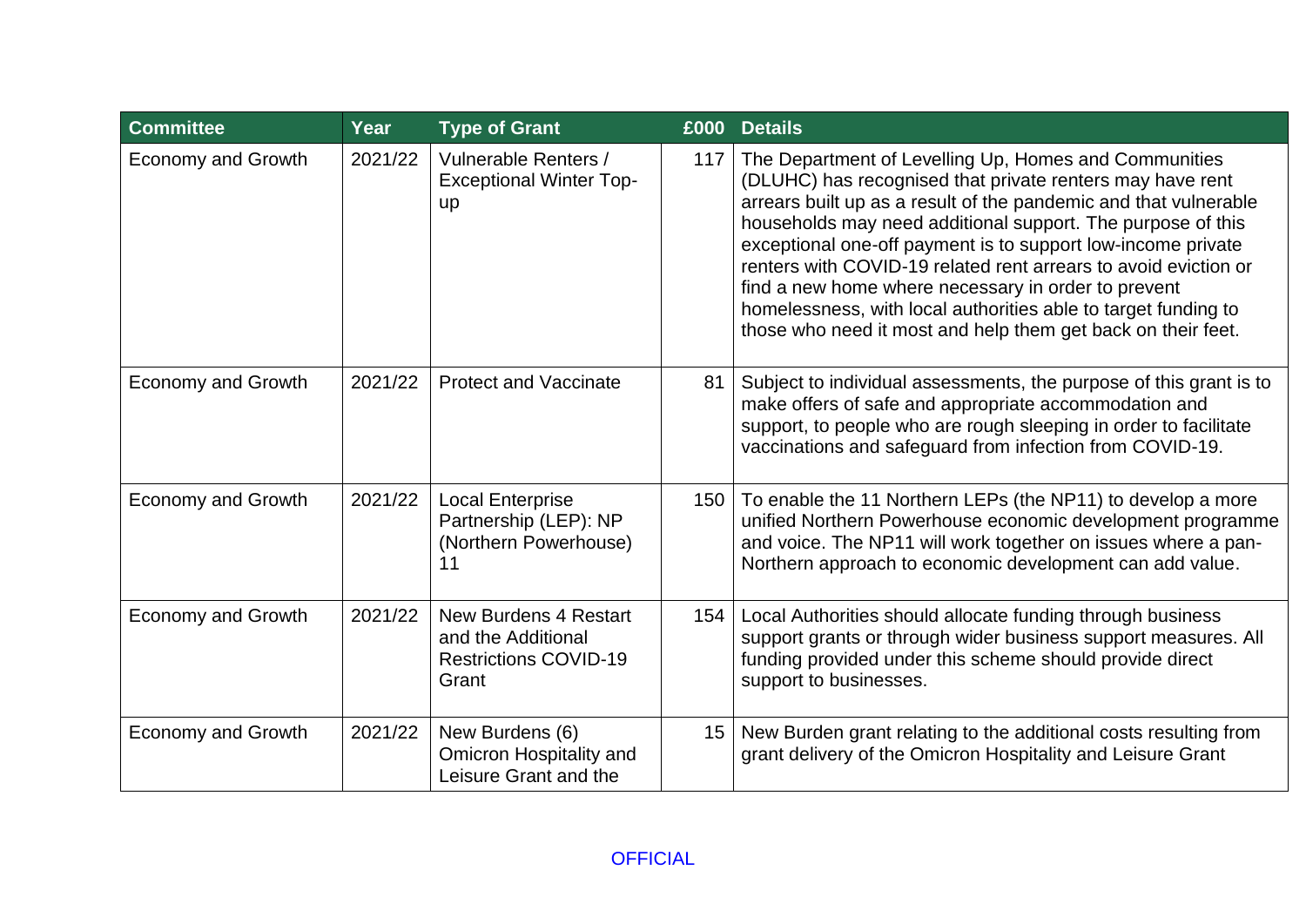| Committee | Year | Type of Grant | £000 | Details |
|---|---|---|---|---|
| Economy and Growth | 2021/22 | Vulnerable Renters / Exceptional Winter Top-up | 117 | The Department of Levelling Up, Homes and Communities (DLUHC) has recognised that private renters may have rent arrears built up as a result of the pandemic and that vulnerable households may need additional support. The purpose of this exceptional one-off payment is to support low-income private renters with COVID-19 related rent arrears to avoid eviction or find a new home where necessary in order to prevent homelessness, with local authorities able to target funding to those who need it most and help them get back on their feet. |
| Economy and Growth | 2021/22 | Protect and Vaccinate | 81 | Subject to individual assessments, the purpose of this grant is to make offers of safe and appropriate accommodation and support, to people who are rough sleeping in order to facilitate vaccinations and safeguard from infection from COVID-19. |
| Economy and Growth | 2021/22 | Local Enterprise Partnership (LEP): NP (Northern Powerhouse) 11 | 150 | To enable the 11 Northern LEPs (the NP11) to develop a more unified Northern Powerhouse economic development programme and voice. The NP11 will work together on issues where a pan-Northern approach to economic development can add value. |
| Economy and Growth | 2021/22 | New Burdens 4 Restart and the Additional Restrictions COVID-19 Grant | 154 | Local Authorities should allocate funding through business support grants or through wider business support measures. All funding provided under this scheme should provide direct support to businesses. |
| Economy and Growth | 2021/22 | New Burdens (6) Omicron Hospitality and Leisure Grant and the | 15 | New Burden grant relating to the additional costs resulting from grant delivery of the Omicron Hospitality and Leisure Grant |

OFFICIAL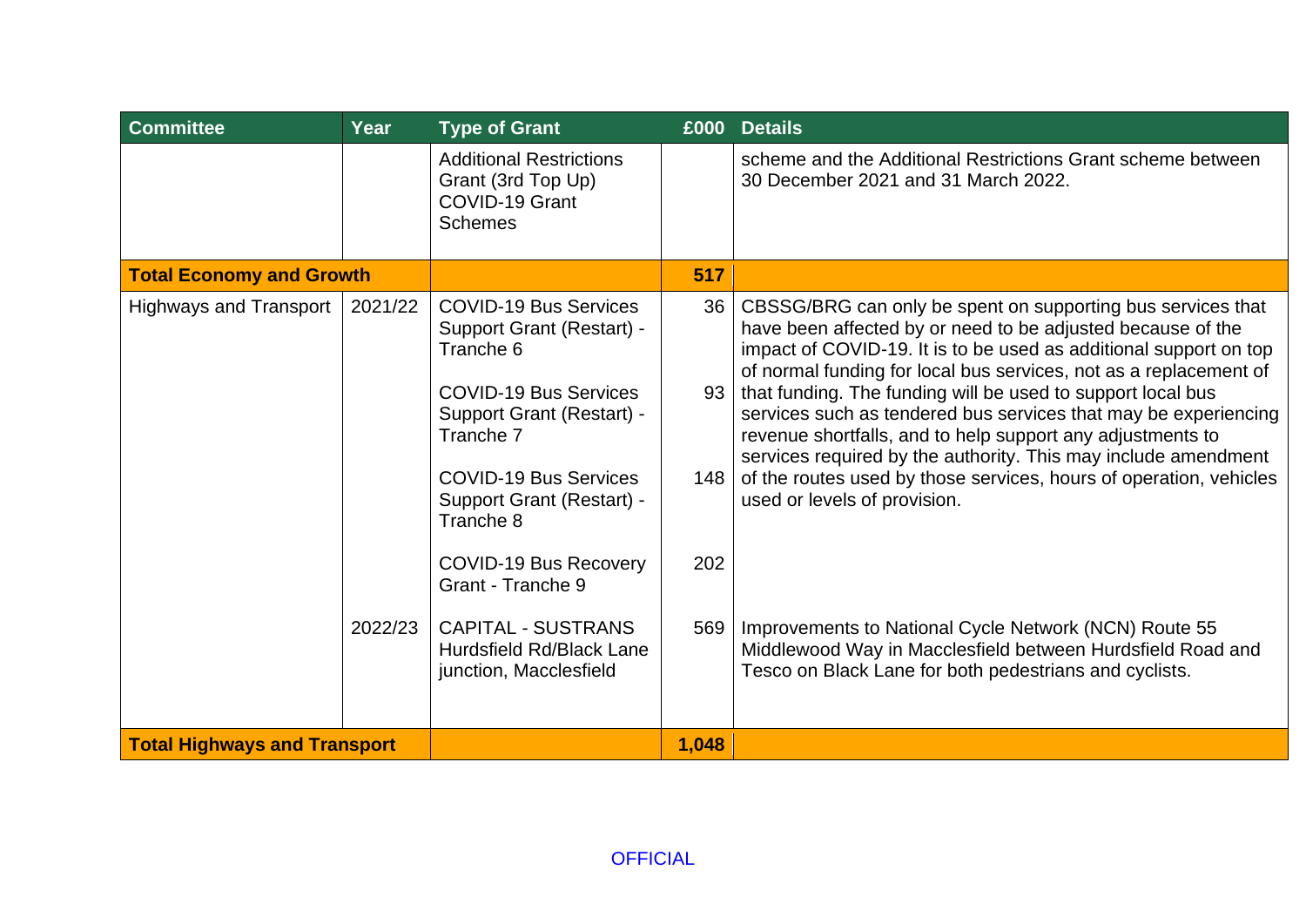| Committee | Year | Type of Grant | £000 | Details |
|---|---|---|---|---|
| | | Additional Restrictions Grant (3rd Top Up) COVID-19 Grant Schemes | | scheme and the Additional Restrictions Grant scheme between 30 December 2021 and 31 March 2022. |
| **Total Economy and Growth** | | | **517** | |
| Highways and Transport | 2021/22 | COVID-19 Bus Services Support Grant (Restart) - Tranche 6 | 36 | CBSSG/BRG can only be spent on supporting bus services that have been affected by or need to be adjusted because of the impact of COVID-19. It is to be used as additional support on top of normal funding for local bus services, not as a replacement of that funding. The funding will be used to support local bus services such as tendered bus services that may be experiencing revenue shortfalls, and to help support any adjustments to services required by the authority. This may include amendment of the routes used by those services, hours of operation, vehicles used or levels of provision. |
| | | COVID-19 Bus Services Support Grant (Restart) - Tranche 7 | 93 | |
| | | COVID-19 Bus Services Support Grant (Restart) - Tranche 8 | 148 | |
| | | COVID-19 Bus Recovery Grant - Tranche 9 | 202 | |
| | 2022/23 | CAPITAL - SUSTRANS Hurdsfield Rd/Black Lane junction, Macclesfield | 569 | Improvements to National Cycle Network (NCN) Route 55 Middlewood Way in Macclesfield between Hurdsfield Road and Tesco on Black Lane for both pedestrians and cyclists. |
| **Total Highways and Transport** | | | **1,048** | |

OFFICIAL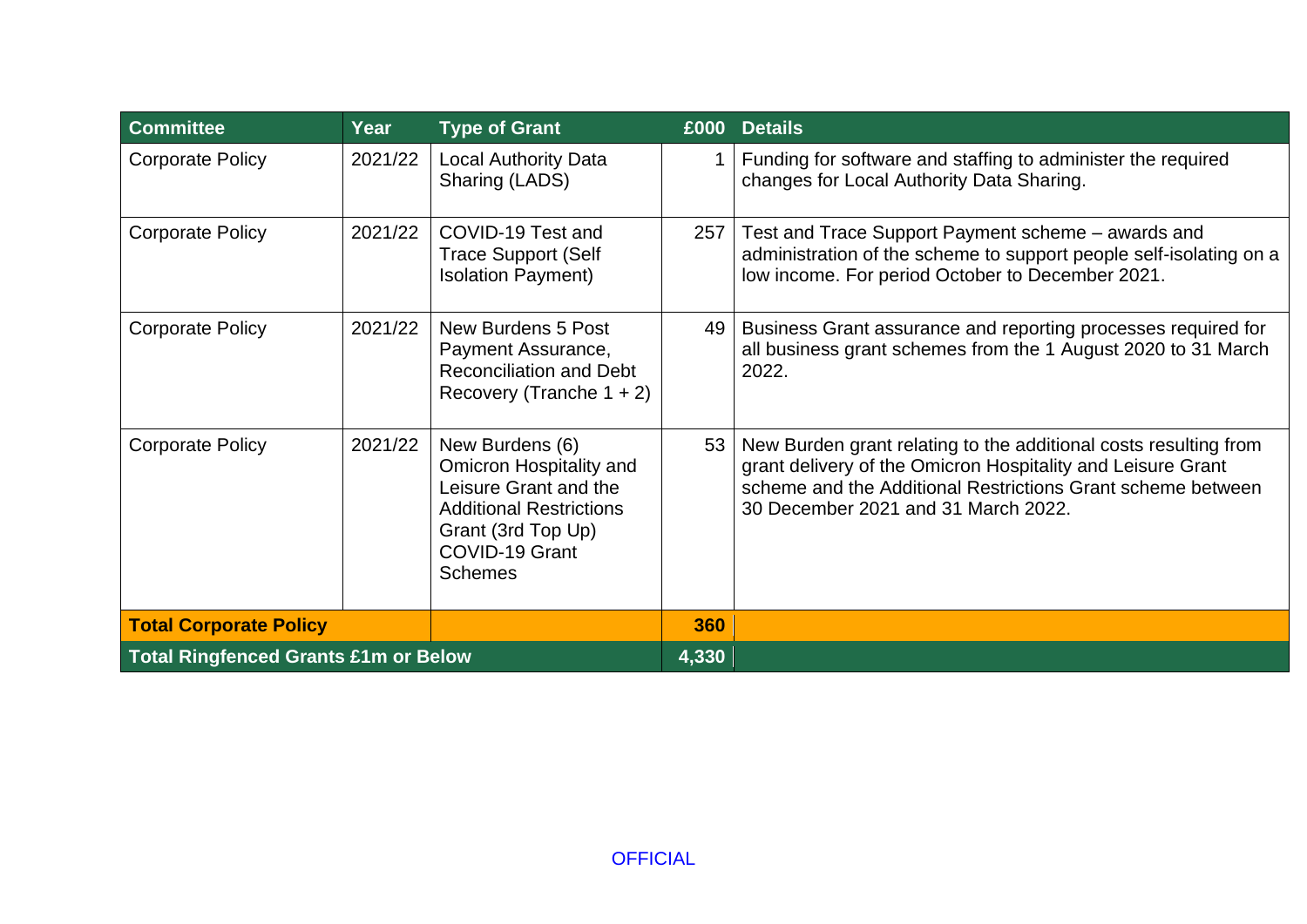| Committee | Year | Type of Grant | £000 | Details |
|---|---|---|---|---|
| Corporate Policy | 2021/22 | Local Authority Data Sharing (LADS) | 1 | Funding for software and staffing to administer the required changes for Local Authority Data Sharing. |
| Corporate Policy | 2021/22 | COVID-19 Test and Trace Support (Self Isolation Payment) | 257 | Test and Trace Support Payment scheme – awards and administration of the scheme to support people self-isolating on a low income. For period October to December 2021. |
| Corporate Policy | 2021/22 | New Burdens 5 Post Payment Assurance, Reconciliation and Debt Recovery (Tranche 1 + 2) | 49 | Business Grant assurance and reporting processes required for all business grant schemes from the 1 August 2020 to 31 March 2022. |
| Corporate Policy | 2021/22 | New Burdens (6) Omicron Hospitality and Leisure Grant and the Additional Restrictions Grant (3rd Top Up) COVID-19 Grant Schemes | 53 | New Burden grant relating to the additional costs resulting from grant delivery of the Omicron Hospitality and Leisure Grant scheme and the Additional Restrictions Grant scheme between 30 December 2021 and 31 March 2022. |
| **Total Corporate Policy** | | | **360** | |
| **Total Ringfenced Grants £1m or Below** | | | **4,330** | |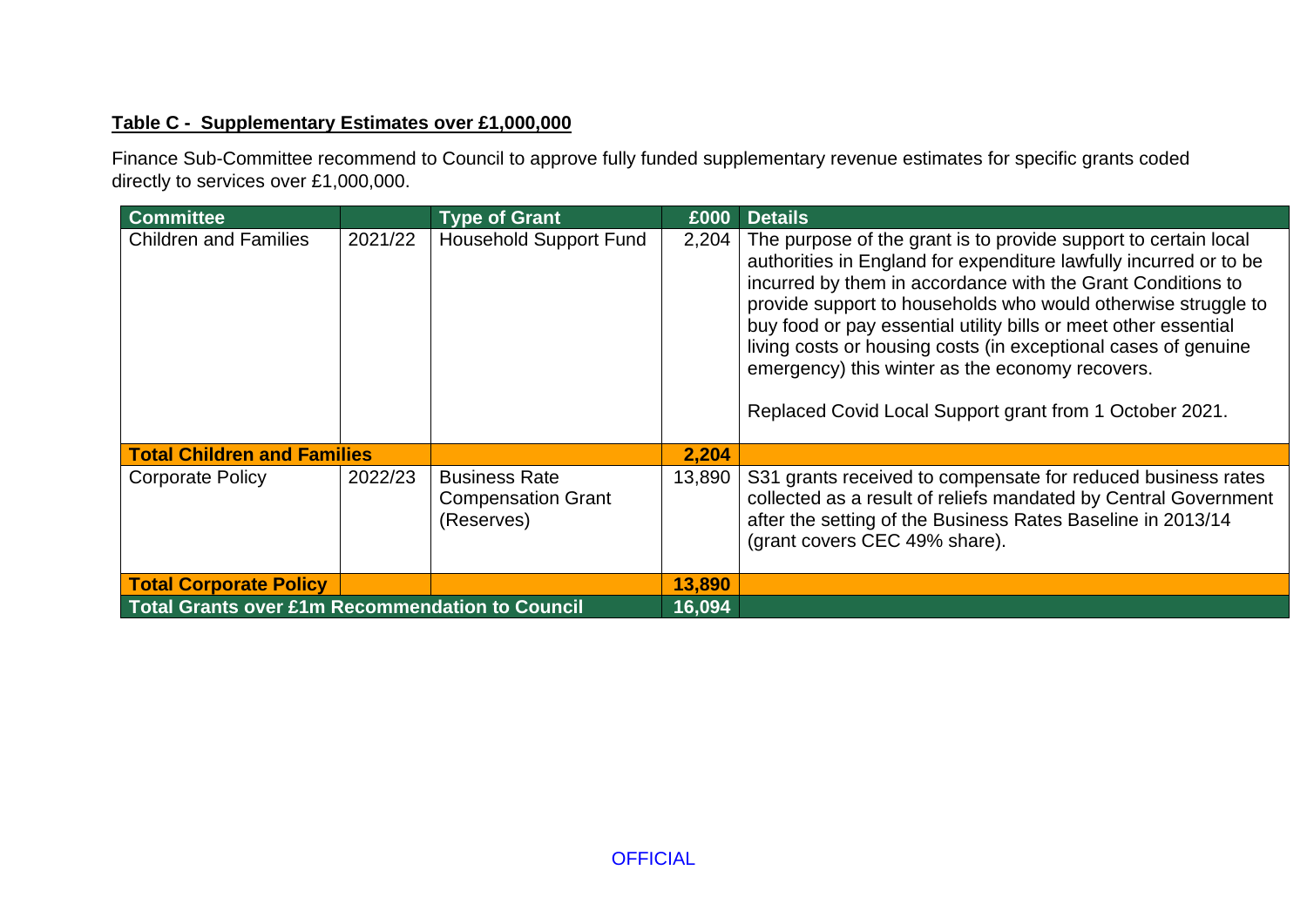**Table C - Supplementary Estimates over £1,000,000**

Finance Sub-Committee recommend to Council to approve fully funded supplementary revenue estimates for specific grants coded directly to services over £1,000,000.

| Committee | | Type of Grant | £000 | Details |
|---|---|---|---|---|
| Children and Families | 2021/22 | Household Support Fund | 2,204 | The purpose of the grant is to provide support to certain local authorities in England for expenditure lawfully incurred or to be incurred by them in accordance with the Grant Conditions to provide support to households who would otherwise struggle to buy food or pay essential utility bills or meet other essential living costs or housing costs (in exceptional cases of genuine emergency) this winter as the economy recovers.<br><br>Replaced Covid Local Support grant from 1 October 2021. |
| **Total Children and Families** | | | **2,204** | |
| Corporate Policy | 2022/23 | Business Rate Compensation Grant (Reserves) | 13,890 | S31 grants received to compensate for reduced business rates collected as a result of reliefs mandated by Central Government after the setting of the Business Rates Baseline in 2013/14 (grant covers CEC 49% share). |
| **Total Corporate Policy** | | | **13,890** | |
| **Total Grants over £1m Recommendation to Council** | | | **16,094** | |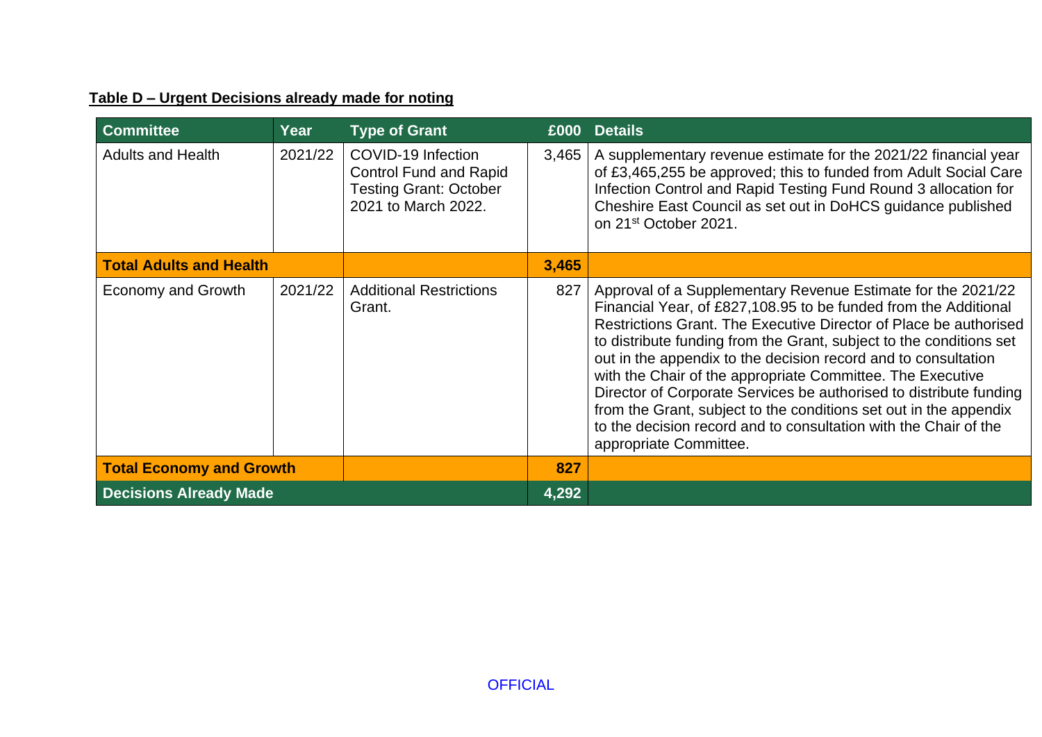**Table D – Urgent Decisions already made for noting**

| Committee | Year | Type of Grant | £000 | Details |
|---|---|---|---|---|
| Adults and Health | 2021/22 | COVID-19 Infection Control Fund and Rapid Testing Grant: October 2021 to March 2022. | 3,465 | A supplementary revenue estimate for the 2021/22 financial year of £3,465,255 be approved; this to funded from Adult Social Care Infection Control and Rapid Testing Fund Round 3 allocation for Cheshire East Council as set out in DoHCS guidance published on 21st October 2021. |
| **Total Adults and Health** | | | **3,465** | |
| Economy and Growth | 2021/22 | Additional Restrictions Grant. | 827 | Approval of a Supplementary Revenue Estimate for the 2021/22 Financial Year, of £827,108.95 to be funded from the Additional Restrictions Grant. The Executive Director of Place be authorised to distribute funding from the Grant, subject to the conditions set out in the appendix to the decision record and to consultation with the Chair of the appropriate Committee. The Executive Director of Corporate Services be authorised to distribute funding from the Grant, subject to the conditions set out in the appendix to the decision record and to consultation with the Chair of the appropriate Committee. |
| **Total Economy and Growth** | | | **827** | |
| **Decisions Already Made** | | | **4,292** | |

OFFICIAL